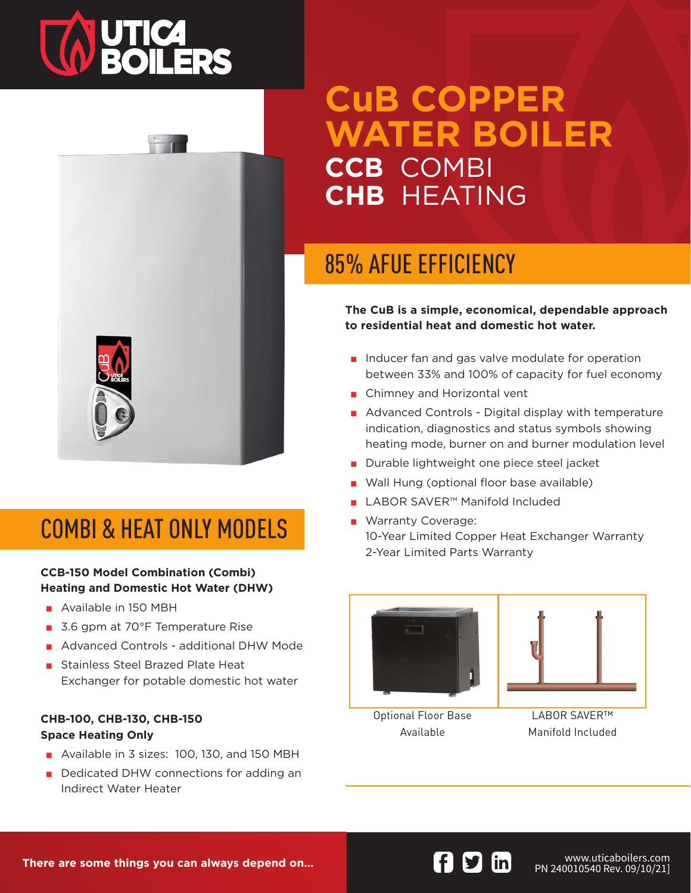# CuB COPPER WATER BOILER

## CCB COMBI
## CHB HEATING

## 85% AFUE EFFICIENCY

**The CuB is a simple, economical, dependable approach to residential heat and domestic hot water.**

- Inducer fan and gas valve modulate for operation between 33% and 100% of capacity for fuel economy
- Chimney and Horizontal vent
- Advanced Controls - Digital display with temperature indication, diagnostics and status symbols showing heating mode, burner on and burner modulation level
- Durable lightweight one piece steel jacket
- Wall Hung (optional floor base available)
- LABOR SAVER™ Manifold Included
- Warranty Coverage:
  10-Year Limited Copper Heat Exchanger Warranty
  2-Year Limited Parts Warranty

Optional Floor Base Available

LABOR SAVER™ Manifold Included

## COMBI & HEAT ONLY MODELS

**CCB-150 Model Combination (Combi) Heating and Domestic Hot Water (DHW)**

- Available in 150 MBH
- 3.6 gpm at 70°F Temperature Rise
- Advanced Controls - additional DHW Mode
- Stainless Steel Brazed Plate Heat Exchanger for potable domestic hot water

**CHB-100, CHB-130, CHB-150 Space Heating Only**

- Available in 3 sizes: 100, 130, and 150 MBH
- Dedicated DHW connections for adding an Indirect Water Heater

**There are some things you can always depend on...**

www.uticaboilers.com
PN 240010540 Rev. 09/10/21]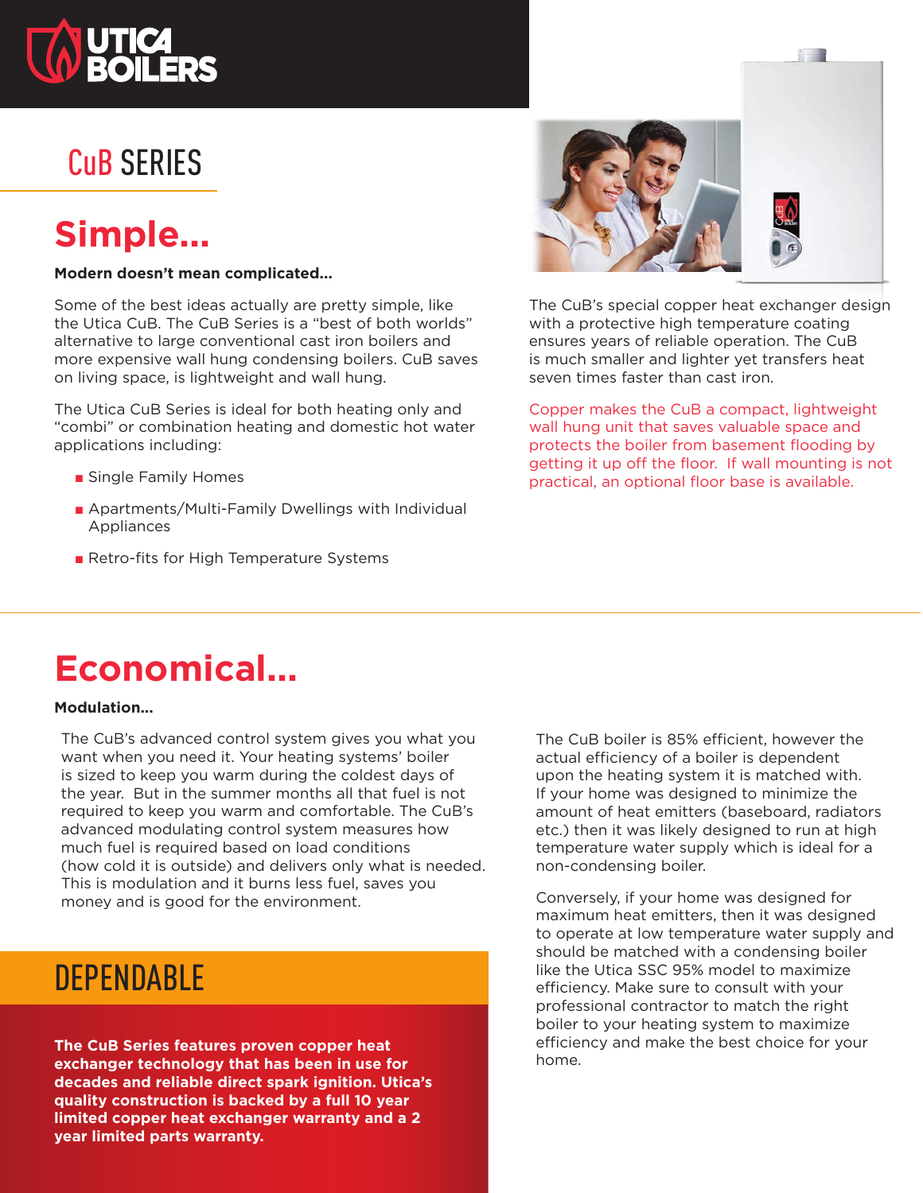UTICA BOILERS

## CuB SERIES

# Simple...

**Modern doesn't mean complicated...**

Some of the best ideas actually are pretty simple, like the Utica CuB. The CuB Series is a "best of both worlds" alternative to large conventional cast iron boilers and more expensive wall hung condensing boilers. CuB saves on living space, is lightweight and wall hung.

The Utica CuB Series is ideal for both heating only and "combi" or combination heating and domestic hot water applications including:

- Single Family Homes
- Apartments/Multi-Family Dwellings with Individual Appliances
- Retro-fits for High Temperature Systems

The CuB's special copper heat exchanger design with a protective high temperature coating ensures years of reliable operation. The CuB is much smaller and lighter yet transfers heat seven times faster than cast iron.

Copper makes the CuB a compact, lightweight wall hung unit that saves valuable space and protects the boiler from basement flooding by getting it up off the floor. If wall mounting is not practical, an optional floor base is available.

# Economical...

**Modulation...**

The CuB's advanced control system gives you what you want when you need it. Your heating systems' boiler is sized to keep you warm during the coldest days of the year. But in the summer months all that fuel is not required to keep you warm and comfortable. The CuB's advanced modulating control system measures how much fuel is required based on load conditions (how cold it is outside) and delivers only what is needed. This is modulation and it burns less fuel, saves you money and is good for the environment.

## DEPENDABLE

**The CuB Series features proven copper heat exchanger technology that has been in use for decades and reliable direct spark ignition. Utica's quality construction is backed by a full 10 year limited copper heat exchanger warranty and a 2 year limited parts warranty.**

The CuB boiler is 85% efficient, however the actual efficiency of a boiler is dependent upon the heating system it is matched with. If your home was designed to minimize the amount of heat emitters (baseboard, radiators etc.) then it was likely designed to run at high temperature water supply which is ideal for a non-condensing boiler.

Conversely, if your home was designed for maximum heat emitters, then it was designed to operate at low temperature water supply and should be matched with a condensing boiler like the Utica SSC 95% model to maximize efficiency. Make sure to consult with your professional contractor to match the right boiler to your heating system to maximize efficiency and make the best choice for your home.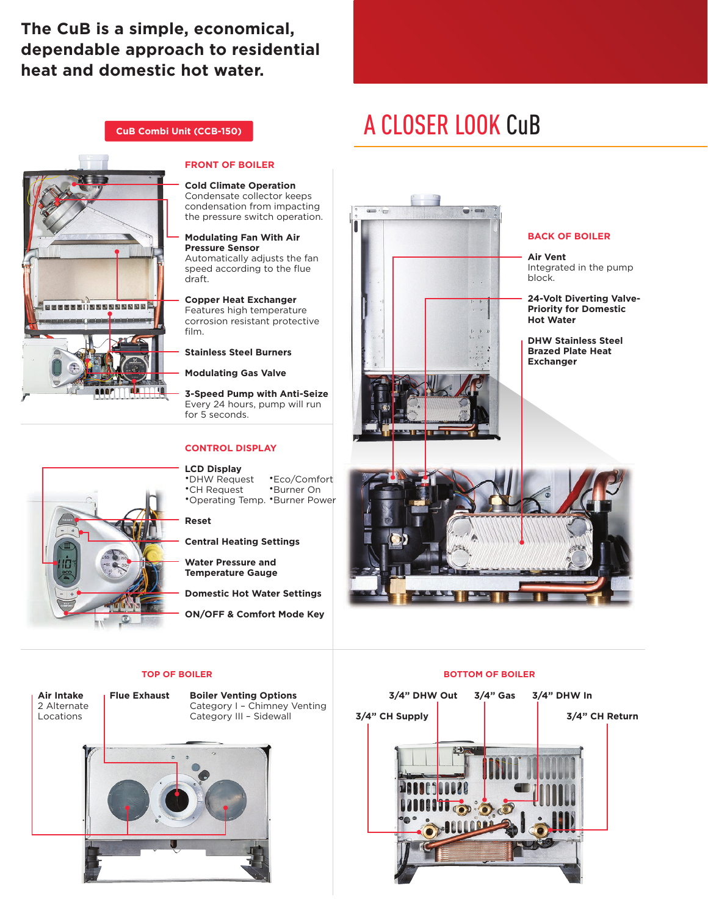# The CuB is a simple, economical, dependable approach to residential heat and domestic hot water.

## A CLOSER LOOK CuB

**CuB Combi Unit (CCB-150)**

### FRONT OF BOILER

**Cold Climate Operation**
Condensate collector keeps condensation from impacting the pressure switch operation.

**Modulating Fan With Air Pressure Sensor**
Automatically adjusts the fan speed according to the flue draft.

**Copper Heat Exchanger**
Features high temperature corrosion resistant protective film.

**Stainless Steel Burners**

**Modulating Gas Valve**

**3-Speed Pump with Anti-Seize**
Every 24 hours, pump will run for 5 seconds.

### CONTROL DISPLAY

**LCD Display**

- DHW Request
- CH Request
- Operating Temp.
- Eco/Comfort
- Burner On
- Burner Power

**Reset**

**Central Heating Settings**

**Water Pressure and Temperature Gauge**

**Domestic Hot Water Settings**

**ON/OFF & Comfort Mode Key**

### BACK OF BOILER

**Air Vent**
Integrated in the pump block.

**24-Volt Diverting Valve- Priority for Domestic Hot Water**

**DHW Stainless Steel Brazed Plate Heat Exchanger**

### TOP OF BOILER

**Air Intake**
2 Alternate Locations

**Flue Exhaust**

**Boiler Venting Options**
Category I – Chimney Venting
Category III – Sidewall

### BOTTOM OF BOILER

**3/4" DHW Out**

**3/4" Gas**

**3/4" DHW In**

**3/4" CH Supply**

**3/4" CH Return**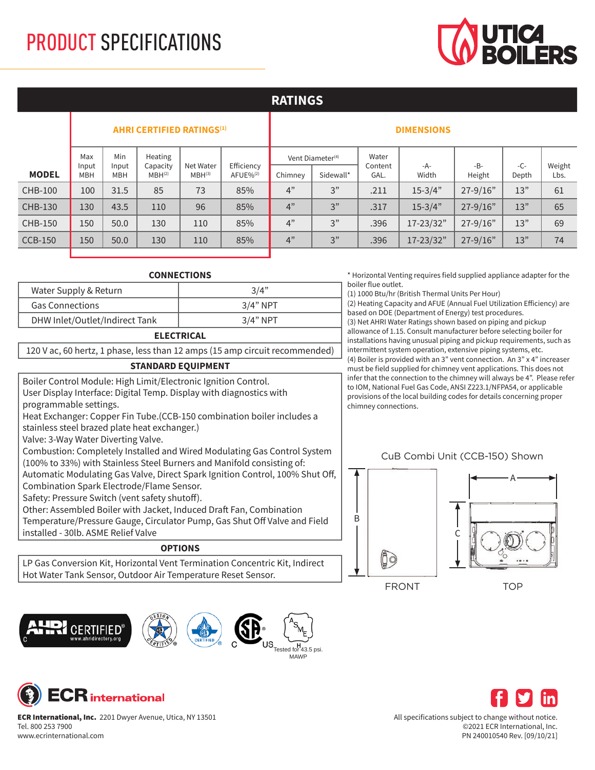# PRODUCT SPECIFICATIONS

## RATINGS

| MODEL | AHRI CERTIFIED RATINGS[1] | | | | | DIMENSIONS | | | | | | | |
|---|---|---|---|---|---|---|---|---|---|---|---|---|---|
| | Max Input MBH | Min Input MBH | Heating Capacity MBH[2] | Net Water MBH[3] | Efficiency AFUE%[2] | Vent Diameter[4] | | Water Content GAL. | -A- Width | -B- Height | -C- Depth | Weight Lbs. |
| | | | | | | Chimney | Sidewall* | | | | | |
| CHB-100 | 100 | 31.5 | 85 | 73 | 85% | 4" | 3" | .211 | 15-3/4" | 27-9/16" | 13" | 61 |
| CHB-130 | 130 | 43.5 | 110 | 96 | 85% | 4" | 3" | .317 | 15-3/4" | 27-9/16" | 13" | 65 |
| CHB-150 | 150 | 50.0 | 130 | 110 | 85% | 4" | 3" | .396 | 17-23/32" | 27-9/16" | 13" | 69 |
| CCB-150 | 150 | 50.0 | 130 | 110 | 85% | 4" | 3" | .396 | 17-23/32" | 27-9/16" | 13" | 74 |

### CONNECTIONS

| | |
|---|---|
| Water Supply & Return | 3/4" |
| Gas Connections | 3/4" NPT |
| DHW Inlet/Outlet/Indirect Tank | 3/4" NPT |

### ELECTRICAL

120 V ac, 60 hertz, 1 phase, less than 12 amps (15 amp circuit recommended)

### STANDARD EQUIPMENT

Boiler Control Module: High Limit/Electronic Ignition Control.
User Display Interface: Digital Temp. Display with diagnostics with programmable settings.
Heat Exchanger: Copper Fin Tube.(CCB-150 combination boiler includes a stainless steel brazed plate heat exchanger.)
Valve: 3-Way Water Diverting Valve.
Combustion: Completely Installed and Wired Modulating Gas Control System (100% to 33%) with Stainless Steel Burners and Manifold consisting of: Automatic Modulating Gas Valve, Direct Spark Ignition Control, 100% Shut Off, Combination Spark Electrode/Flame Sensor.
Safety: Pressure Switch (vent safety shutoff).
Other: Assembled Boiler with Jacket, Induced Draft Fan, Combination Temperature/Pressure Gauge, Circulator Pump, Gas Shut Off Valve and Field installed - 30lb. ASME Relief Valve

### OPTIONS

LP Gas Conversion Kit, Horizontal Vent Termination Concentric Kit, Indirect Hot Water Tank Sensor, Outdoor Air Temperature Reset Sensor.

* Horizontal Venting requires field supplied appliance adapter for the boiler flue outlet.
(1) 1000 Btu/hr (British Thermal Units Per Hour)
(2) Heating Capacity and AFUE (Annual Fuel Utilization Efficiency) are based on DOE (Department of Energy) test procedures.
(3) Net AHRI Water Ratings shown based on piping and pickup allowance of 1.15. Consult manufacturer before selecting boiler for installations having unusual piping and pickup requirements, such as intermittent system operation, extensive piping systems, etc.
(4) Boiler is provided with an 3" vent connection. An 3" x 4" increaser must be field supplied for chimney vent applications. This does not infer that the connection to the chimney will always be 4". Please refer to IOM, National Fuel Gas Code, ANSI Z223.1/NFPA54, or applicable provisions of the local building codes for details concerning proper chimney connections.

CuB Combi Unit (CCB-150) Shown

A
B
C
FRONT
TOP

Tested for 43.5 psi. MAWP

**ECR International, Inc.** 2201 Dwyer Avenue, Utica, NY 13501
Tel. 800 253 7900
www.ecrinternational.com

All specifications subject to change without notice.
©2021 ECR International, Inc.
PN 240010540 Rev. [09/10/21]